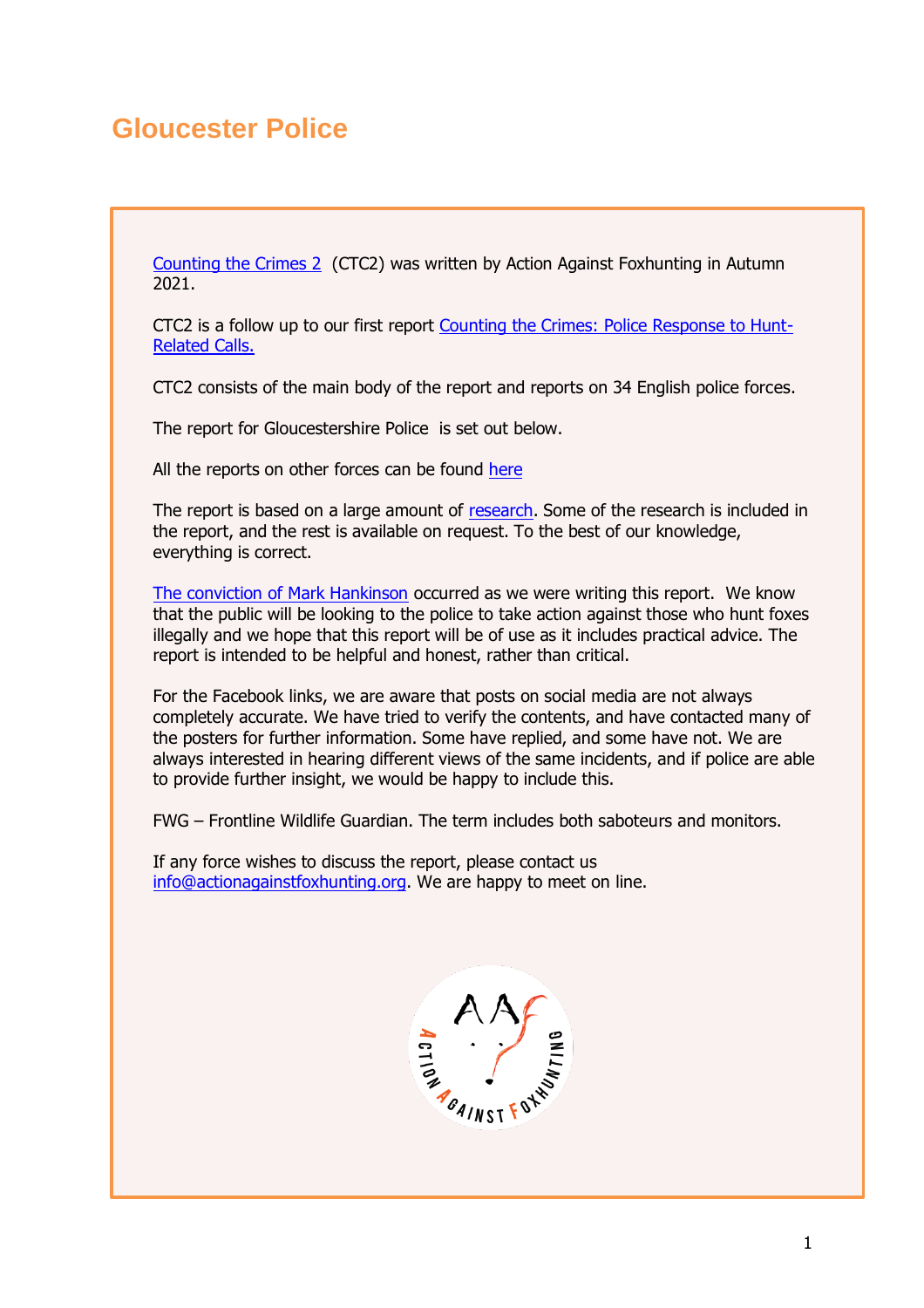# Gloucester Police

Counting the Crimes 2 (CTC2) was written by Action Against Foxhunting in Autumn 2021.

CTC2 is a follow up to our first report Counting the Crimes: Police Response to Hunt-Related Calls.

CTC2 consists of the main body of the report and reports on 34 English police forces.

The report for Gloucestershire Police is set out below.

All the reports on other forces can be found here

The report is based on a large amount of research. Some of the research is included in the report, and the rest is available on request. To the best of our knowledge, everything is correct.

The conviction of Mark Hankinson occurred as we were writing this report. We know that the public will be looking to the police to take action against those who hunt foxes illegally and we hope that this report will be of use as it includes practical advice. The report is intended to be helpful and honest, rather than critical.

For the Facebook links, we are aware that posts on social media are not always completely accurate. We have tried to verify the contents, and have contacted many of the posters for further information. Some have replied, and some have not. We are always interested in hearing different views of the same incidents, and if police are able to provide further insight, we would be happy to include this.

FWG – Frontline Wildlife Guardian. The term includes both saboteurs and monitors.

If any force wishes to discuss the report, please contact us info@actionagainstfoxhunting.org. We are happy to meet on line.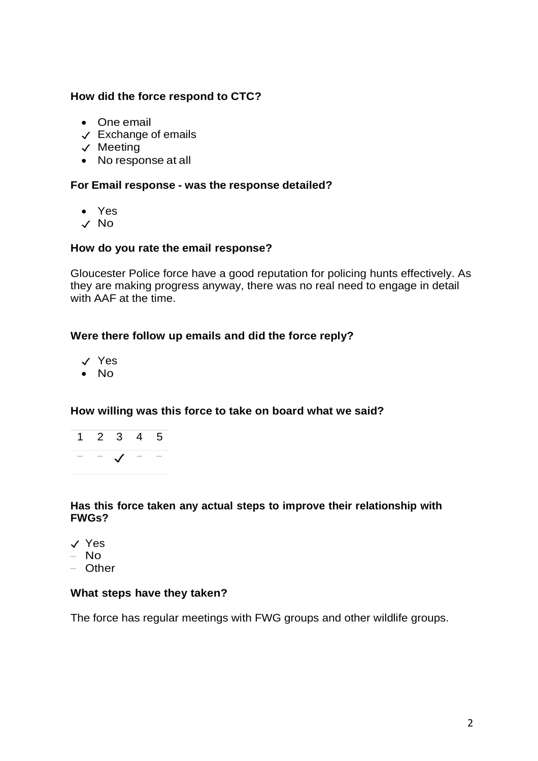**How did the force respond to CTC?**

- One email
- ✓ Exchange of emails
- ✓ Meeting
- No response at all

**For Email response - was the response detailed?**

- Yes
- ✓ No

**How do you rate the email response?**

Gloucester Police force have a good reputation for policing hunts effectively. As they are making progress anyway, there was no real need to engage in detail with AAF at the time.

**Were there follow up emails and did the force reply?**

- ✓ Yes
- No

**How willing was this force to take on board what we said?**

| 1 | 2 | 3 | 4 | 5 |
|---|---|---|---|---|
| – | – | ✓ | – | – |

**Has this force taken any actual steps to improve their relationship with FWGs?**

- ✓ Yes
- – No
- – Other

**What steps have they taken?**

The force has regular meetings with FWG groups and other wildlife groups.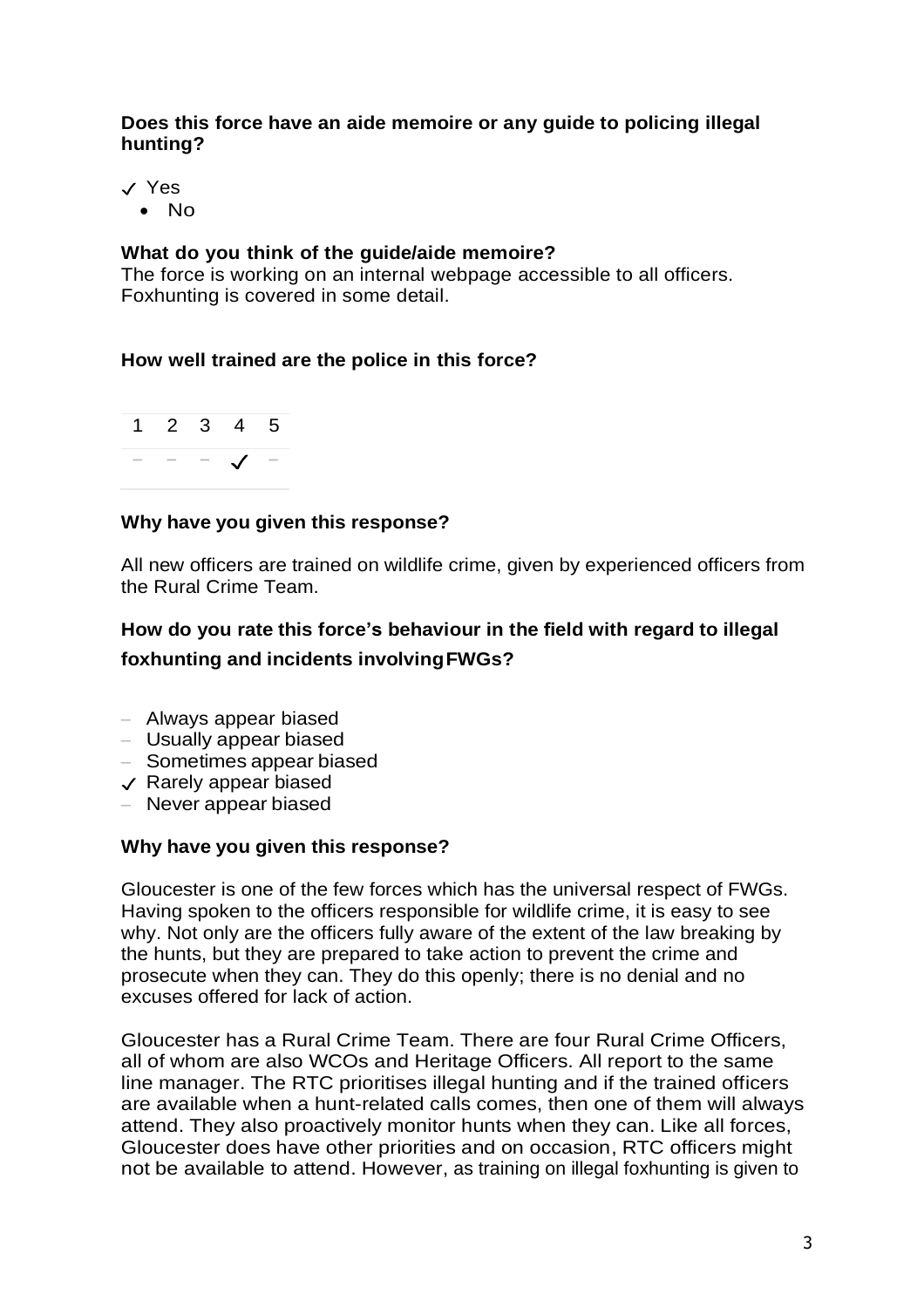**Does this force have an aide memoire or any guide to policing illegal hunting?**

- ✓ Yes
- No

**What do you think of the guide/aide memoire?**

The force is working on an internal webpage accessible to all officers. Foxhunting is covered in some detail.

**How well trained are the police in this force?**

| 1 | 2 | 3 | 4 | 5 |
|---|---|---|---|---|
| – | – | – | ✓ | – |

**Why have you given this response?**

All new officers are trained on wildlife crime, given by experienced officers from the Rural Crime Team.

**How do you rate this force's behaviour in the field with regard to illegal foxhunting and incidents involving FWGs?**

- – Always appear biased
- – Usually appear biased
- – Sometimes appear biased
- ✓ Rarely appear biased
- – Never appear biased

**Why have you given this response?**

Gloucester is one of the few forces which has the universal respect of FWGs. Having spoken to the officers responsible for wildlife crime, it is easy to see why. Not only are the officers fully aware of the extent of the law breaking by the hunts, but they are prepared to take action to prevent the crime and prosecute when they can. They do this openly; there is no denial and no excuses offered for lack of action.

Gloucester has a Rural Crime Team. There are four Rural Crime Officers, all of whom are also WCOs and Heritage Officers. All report to the same line manager. The RTC prioritises illegal hunting and if the trained officers are available when a hunt-related calls comes, then one of them will always attend. They also proactively monitor hunts when they can. Like all forces, Gloucester does have other priorities and on occasion, RTC officers might not be available to attend. However, as training on illegal foxhunting is given to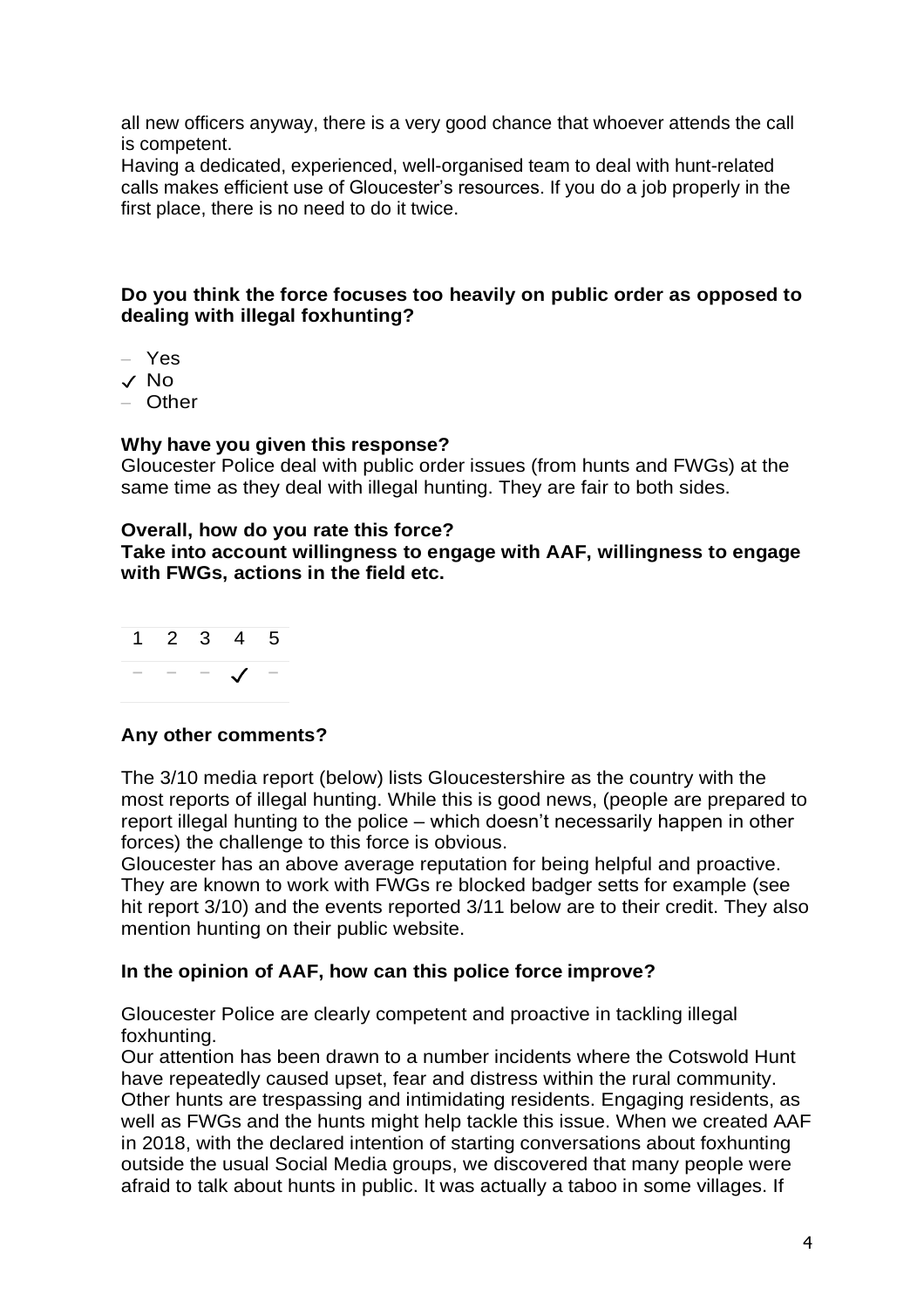all new officers anyway, there is a very good chance that whoever attends the call is competent.
Having a dedicated, experienced, well-organised team to deal with hunt-related calls makes efficient use of Gloucester's resources. If you do a job properly in the first place, there is no need to do it twice.

**Do you think the force focuses too heavily on public order as opposed to dealing with illegal foxhunting?**

- – Yes
- ✓ No
- – Other

**Why have you given this response?**
Gloucester Police deal with public order issues (from hunts and FWGs) at the same time as they deal with illegal hunting. They are fair to both sides.

**Overall, how do you rate this force?**
**Take into account willingness to engage with AAF, willingness to engage with FWGs, actions in the field etc.**

| 1 | 2 | 3 | 4 | 5 |
|---|---|---|---|---|
| – | – | – | ✓ | – |

**Any other comments?**

The 3/10 media report (below) lists Gloucestershire as the country with the most reports of illegal hunting. While this is good news, (people are prepared to report illegal hunting to the police – which doesn't necessarily happen in other forces) the challenge to this force is obvious.
Gloucester has an above average reputation for being helpful and proactive. They are known to work with FWGs re blocked badger setts for example (see hit report 3/10) and the events reported 3/11 below are to their credit. They also mention hunting on their public website.

**In the opinion of AAF, how can this police force improve?**

Gloucester Police are clearly competent and proactive in tackling illegal foxhunting.
Our attention has been drawn to a number incidents where the Cotswold Hunt have repeatedly caused upset, fear and distress within the rural community. Other hunts are trespassing and intimidating residents. Engaging residents, as well as FWGs and the hunts might help tackle this issue. When we created AAF in 2018, with the declared intention of starting conversations about foxhunting outside the usual Social Media groups, we discovered that many people were afraid to talk about hunts in public. It was actually a taboo in some villages. If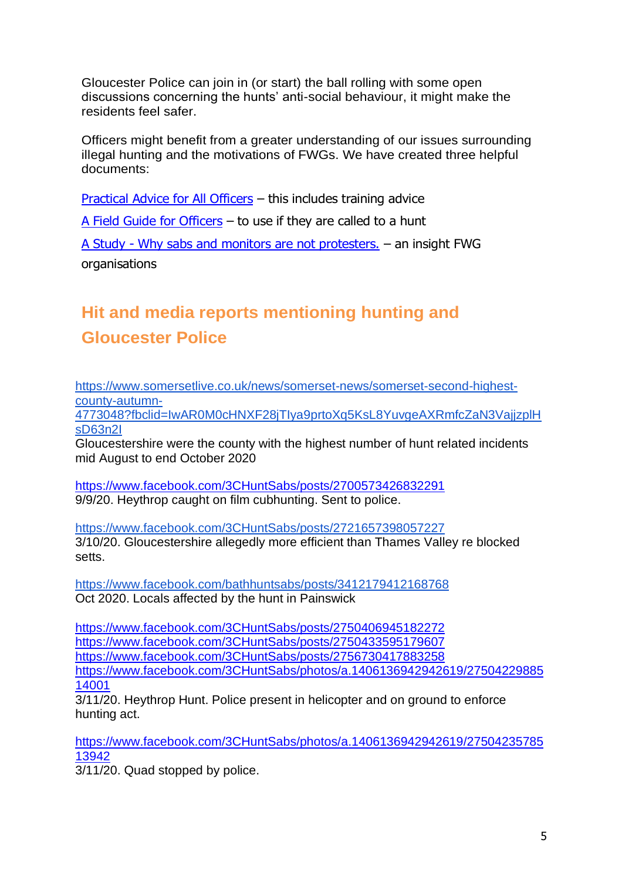Gloucester Police can join in (or start) the ball rolling with some open discussions concerning the hunts' anti-social behaviour, it might make the residents feel safer.

Officers might benefit from a greater understanding of our issues surrounding illegal hunting and the motivations of FWGs. We have created three helpful documents:

Practical Advice for All Officers – this includes training advice

A Field Guide for Officers – to use if they are called to a hunt

A Study - Why sabs and monitors are not protesters. – an insight FWG organisations

## Hit and media reports mentioning hunting and Gloucester Police

https://www.somersetlive.co.uk/news/somerset-news/somerset-second-highest-county-autumn-4773048?fbclid=IwAR0M0cHNXF28jTIya9prtoXq5KsL8YuvgeAXRmfcZaN3VajjzplHsD63n2I
Gloucestershire were the county with the highest number of hunt related incidents mid August to end October 2020

https://www.facebook.com/3CHuntSabs/posts/2700573426832291
9/9/20. Heythrop caught on film cubhunting. Sent to police.

https://www.facebook.com/3CHuntSabs/posts/2721657398057227
3/10/20. Gloucestershire allegedly more efficient than Thames Valley re blocked setts.

https://www.facebook.com/bathhuntsabs/posts/3412179412168768
Oct 2020. Locals affected by the hunt in Painswick

https://www.facebook.com/3CHuntSabs/posts/2750406945182272
https://www.facebook.com/3CHuntSabs/posts/2750433595179607
https://www.facebook.com/3CHuntSabs/posts/2756730417883258
https://www.facebook.com/3CHuntSabs/photos/a.1406136942942619/2750422988514001
3/11/20. Heythrop Hunt. Police present in helicopter and on ground to enforce hunting act.

https://www.facebook.com/3CHuntSabs/photos/a.1406136942942619/2750423578513942
3/11/20. Quad stopped by police.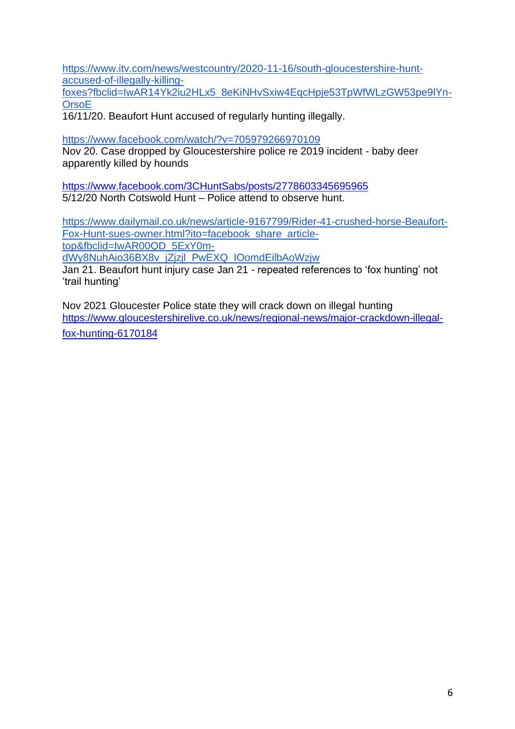https://www.itv.com/news/westcountry/2020-11-16/south-gloucestershire-hunt-accused-of-illegally-killing-foxes?fbclid=IwAR14Yk2iu2HLx5_8eKiNHvSxiw4EqcHpje53TpWfWLzGW53pe9lYn-OrsoE
16/11/20. Beaufort Hunt accused of regularly hunting illegally.

https://www.facebook.com/watch/?v=705979266970109
Nov 20. Case dropped by Gloucestershire police re 2019 incident - baby deer apparently killed by hounds

https://www.facebook.com/3CHuntSabs/posts/2778603345695965
5/12/20 North Cotswold Hunt – Police attend to observe hunt.

https://www.dailymail.co.uk/news/article-9167799/Rider-41-crushed-horse-Beaufort-Fox-Hunt-sues-owner.html?ito=facebook_share_article-top&fbclid=IwAR00QD_5ExY0m-dWy8NuhAio36BX8v_jZjzjl_PwEXQ_IOomdEilbAoWzjw
Jan 21. Beaufort hunt injury case Jan 21 - repeated references to 'fox hunting' not 'trail hunting'

Nov 2021 Gloucester Police state they will crack down on illegal hunting
https://www.gloucestershirelive.co.uk/news/regional-news/major-crackdown-illegal-fox-hunting-6170184